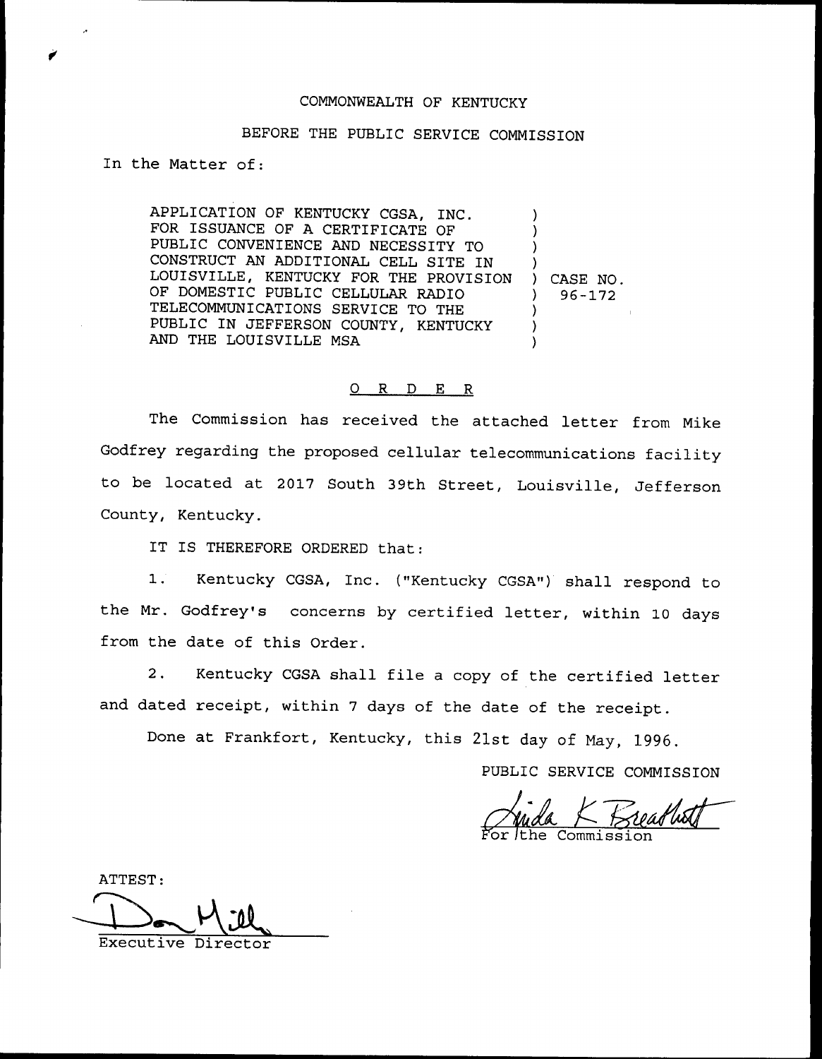COMMONWEALTH OF KENTUCKY

BEFORE THE PUBLIC SERVICE COMMISSION

In the Matter of:

APPLICATION OF KENTUCKY CGSA, INC. FOR ISSUANCE OF A CERTIFICATE OF PUBLIC CONVENIENCE AND NECESSITY TO CONSTRUCT AN ADDITIONAL CELL SITE IN LOUISVILLE, KENTUCKY FOR THE PROVISION OF DOMESTIC PUBLIC CELLULAR RADIO TELECOMMUNICATIONS SERVICE TO THE PUBLIC IN JEFFERSON COUNTY, KENTUCKY AND THE LOUISVILLE MSA

) CASE NO. 96-172

O R D E R

The Commission has received the attached letter from Mike Godfrey regarding the proposed cellular telecommunications facility to be located at 2017 South 39th Street, Louisville, Jefferson County, Kentucky.

IT IS THEREFORE ORDERED that:

1. Kentucky CGSA, Inc. ("Kentucky CGSA") shall respond to the Mr. Godfrey's concerns by certified letter, within 10 days from the date of this Order.

2. Kentucky CGSA shall file a copy of the certified letter and dated receipt, within 7 days of the date of the receipt.

Done at Frankfort, Kentucky, this 21st day of May, 1996.

PUBLIC SERVICE COMMISSION

Linda K Breathitt
For the Commission

ATTEST:

Don Mills
Executive Director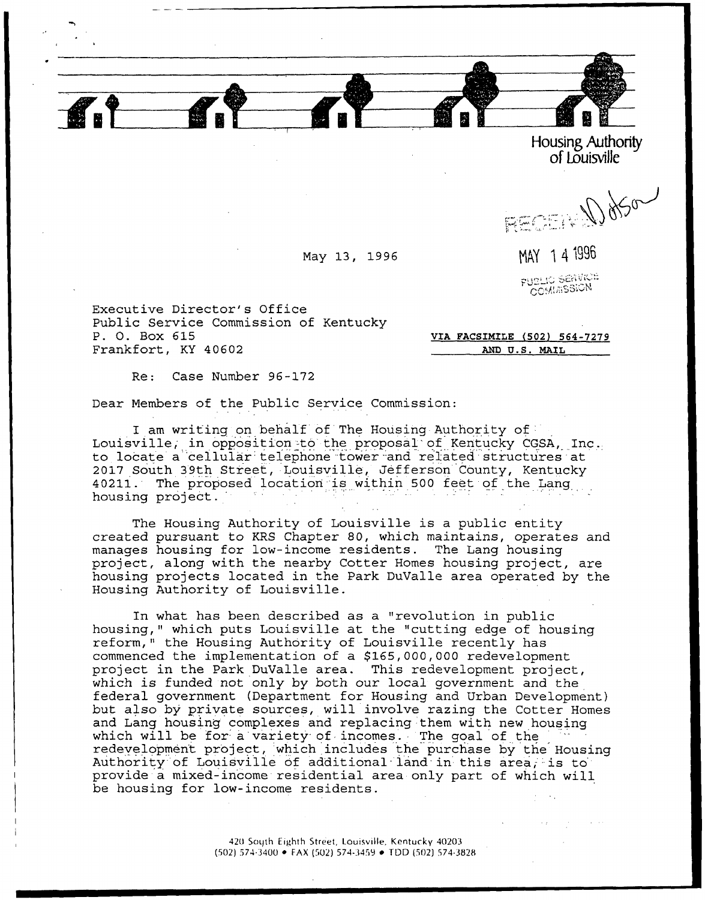Housing Authority of Louisville

RECEIVED

MAY 14 1996

PUBLIC SERVICE COMMISSION

May 13, 1996

Executive Director's Office
Public Service Commission of Kentucky
P. O. Box 615
Frankfort, KY 40602

**VIA FACSIMILE (502) 564-7279**
**AND U.S. MAIL**

Re: Case Number 96-172

Dear Members of the Public Service Commission:

I am writing on behalf of The Housing Authority of Louisville, in opposition to the proposal of Kentucky CGSA, Inc. to locate a cellular telephone tower and related structures at 2017 South 39th Street, Louisville, Jefferson County, Kentucky 40211. The proposed location is within 500 feet of the Lang housing project.

The Housing Authority of Louisville is a public entity created pursuant to KRS Chapter 80, which maintains, operates and manages housing for low-income residents. The Lang housing project, along with the nearby Cotter Homes housing project, are housing projects located in the Park DuValle area operated by the Housing Authority of Louisville.

In what has been described as a "revolution in public housing," which puts Louisville at the "cutting edge of housing reform," the Housing Authority of Louisville recently has commenced the implementation of a $165,000,000 redevelopment project in the Park DuValle area. This redevelopment project, which is funded not only by both our local government and the federal government (Department for Housing and Urban Development) but also by private sources, will involve razing the Cotter Homes and Lang housing complexes and replacing them with new housing which will be for a variety of incomes. The goal of the redevelopment project, which includes the purchase by the Housing Authority of Louisville of additional land in this area, is to provide a mixed-income residential area only part of which will be housing for low-income residents.

420 South Eighth Street, Louisville, Kentucky 40203
(502) 574-3400 • FAX (502) 574-3459 • TDD (502) 574-3828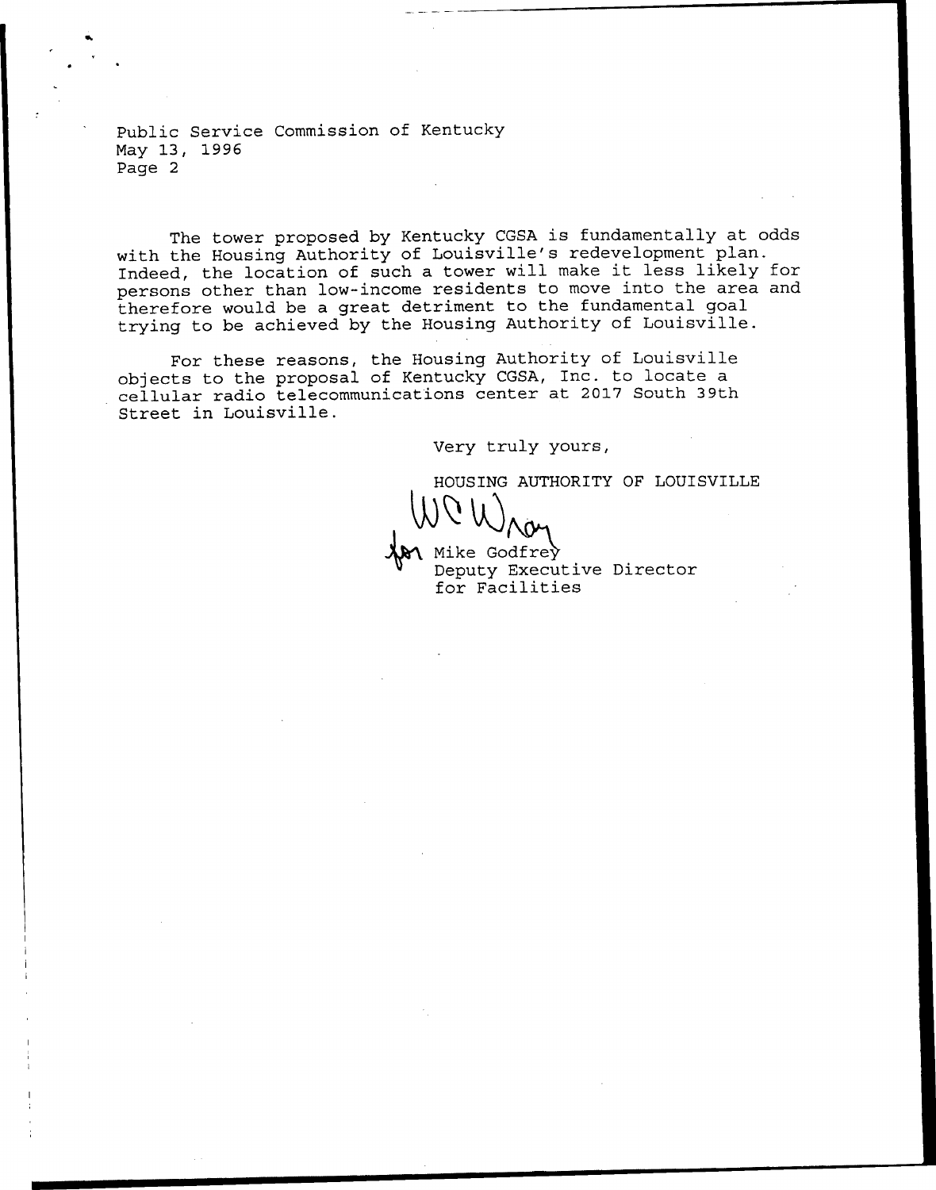Public Service Commission of Kentucky
May 13, 1996
Page 2

The tower proposed by Kentucky CGSA is fundamentally at odds with the Housing Authority of Louisville's redevelopment plan. Indeed, the location of such a tower will make it less likely for persons other than low-income residents to move into the area and therefore would be a great detriment to the fundamental goal trying to be achieved by the Housing Authority of Louisville.

For these reasons, the Housing Authority of Louisville objects to the proposal of Kentucky CGSA, Inc. to locate a cellular radio telecommunications center at 2017 South 39th Street in Louisville.

Very truly yours,

HOUSING AUTHORITY OF LOUISVILLE

WCWray

for Mike Godfrey
Deputy Executive Director
for Facilities